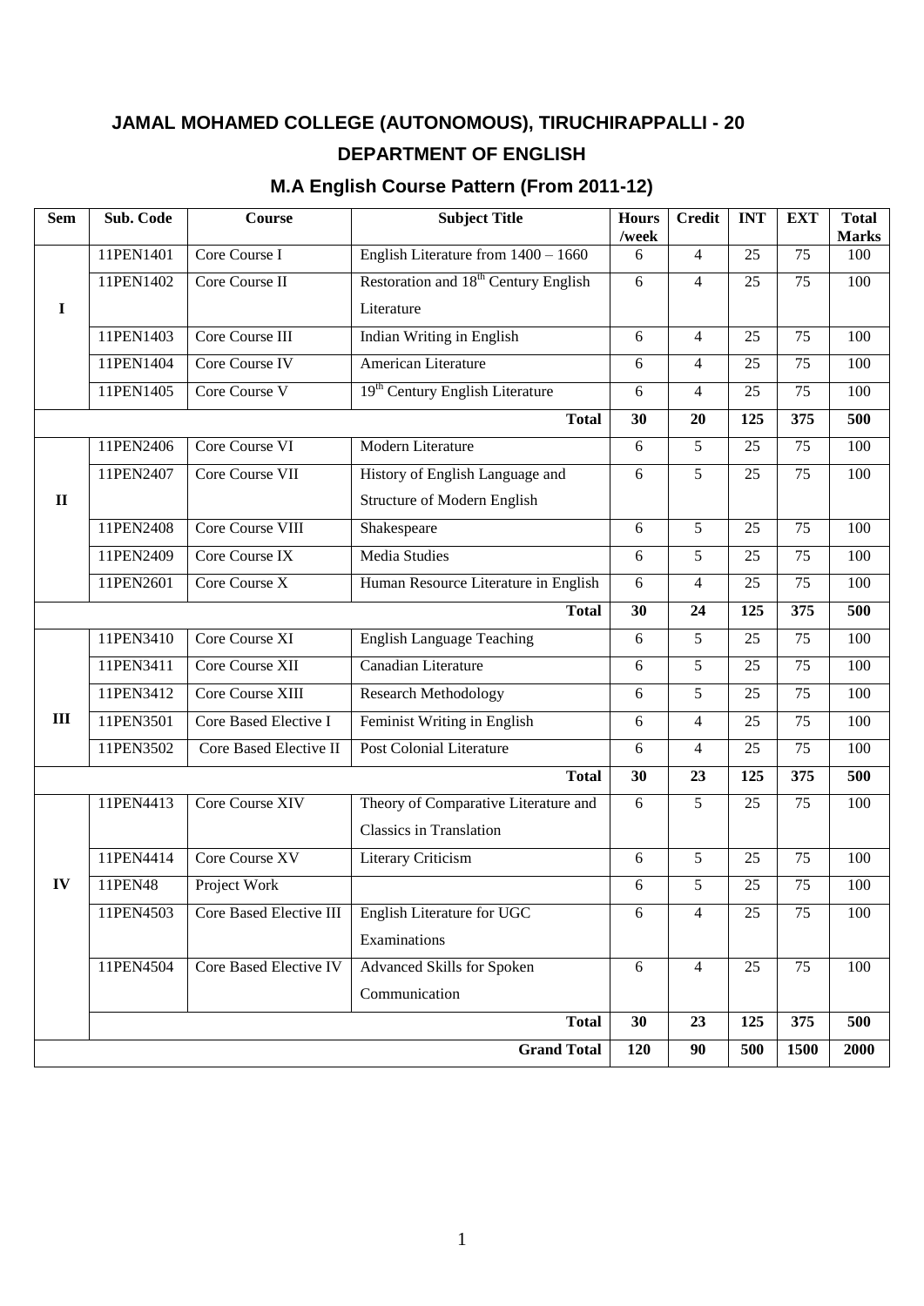# JAMAL MOHAMED COLLEGE (AUTONOMOUS), TIRUCHIRAPPALLI - 20

## DEPARTMENT OF ENGLISH

### M.A English Course Pattern (From 2011-12)

| Sem | Sub. Code | Course | Subject Title | Hours /week | Credit | INT | EXT | Total Marks |
|---|---|---|---|---|---|---|---|---|
| I | 11PEN1401 | Core Course I | English Literature from 1400 – 1660 | 6 | 4 | 25 | 75 | 100 |
| | 11PEN1402 | Core Course II | Restoration and 18th Century English Literature | 6 | 4 | 25 | 75 | 100 |
| | 11PEN1403 | Core Course III | Indian Writing in English | 6 | 4 | 25 | 75 | 100 |
| | 11PEN1404 | Core Course IV | American Literature | 6 | 4 | 25 | 75 | 100 |
| | 11PEN1405 | Core Course V | 19th Century English Literature | 6 | 4 | 25 | 75 | 100 |
| | | | **Total** | **30** | **20** | **125** | **375** | **500** |
| II | 11PEN2406 | Core Course VI | Modern Literature | 6 | 5 | 25 | 75 | 100 |
| | 11PEN2407 | Core Course VII | History of English Language and Structure of Modern English | 6 | 5 | 25 | 75 | 100 |
| | 11PEN2408 | Core Course VIII | Shakespeare | 6 | 5 | 25 | 75 | 100 |
| | 11PEN2409 | Core Course IX | Media Studies | 6 | 5 | 25 | 75 | 100 |
| | 11PEN2601 | Core Course X | Human Resource Literature in English | 6 | 4 | 25 | 75 | 100 |
| | | | **Total** | **30** | **24** | **125** | **375** | **500** |
| III | 11PEN3410 | Core Course XI | English Language Teaching | 6 | 5 | 25 | 75 | 100 |
| | 11PEN3411 | Core Course XII | Canadian Literature | 6 | 5 | 25 | 75 | 100 |
| | 11PEN3412 | Core Course XIII | Research Methodology | 6 | 5 | 25 | 75 | 100 |
| | 11PEN3501 | Core Based Elective I | Feminist Writing in English | 6 | 4 | 25 | 75 | 100 |
| | 11PEN3502 | Core Based Elective II | Post Colonial Literature | 6 | 4 | 25 | 75 | 100 |
| | | | **Total** | **30** | **23** | **125** | **375** | **500** |
| IV | 11PEN4413 | Core Course XIV | Theory of Comparative Literature and Classics in Translation | 6 | 5 | 25 | 75 | 100 |
| | 11PEN4414 | Core Course XV | Literary Criticism | 6 | 5 | 25 | 75 | 100 |
| | 11PEN48 | Project Work | | 6 | 5 | 25 | 75 | 100 |
| | 11PEN4503 | Core Based Elective III | English Literature for UGC Examinations | 6 | 4 | 25 | 75 | 100 |
| | 11PEN4504 | Core Based Elective IV | Advanced Skills for Spoken Communication | 6 | 4 | 25 | 75 | 100 |
| | | | **Total** | **30** | **23** | **125** | **375** | **500** |
| | | | **Grand Total** | **120** | **90** | **500** | **1500** | **2000** |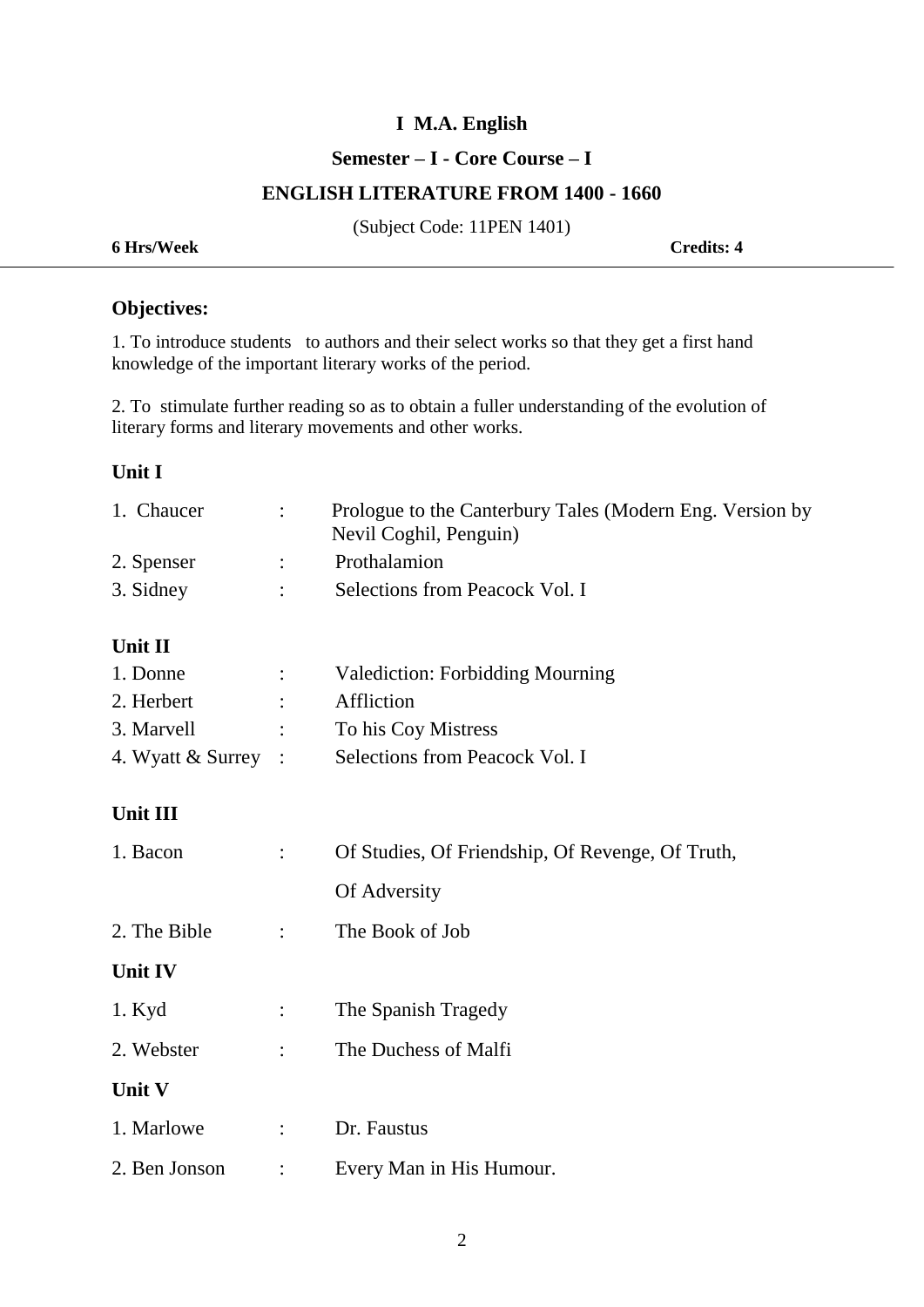# I M.A. English

## Semester – I - Core Course – I

## ENGLISH LITERATURE FROM 1400 - 1660

(Subject Code: 11PEN 1401)

**6 Hrs/Week** **Credits: 4**

---

### Objectives:

1. To introduce students to authors and their select works so that they get a first hand knowledge of the important literary works of the period.

2. To stimulate further reading so as to obtain a fuller understanding of the evolution of literary forms and literary movements and other works.

### Unit I

1. Chaucer : Prologue to the Canterbury Tales (Modern Eng. Version by Nevil Coghil, Penguin)
2. Spenser : Prothalamion
3. Sidney : Selections from Peacock Vol. I

### Unit II

1. Donne : Valediction: Forbidding Mourning
2. Herbert : Affliction
3. Marvell : To his Coy Mistress
4. Wyatt & Surrey : Selections from Peacock Vol. I

### Unit III

1. Bacon : Of Studies, Of Friendship, Of Revenge, Of Truth, Of Adversity
2. The Bible : The Book of Job

### Unit IV

1. Kyd : The Spanish Tragedy
2. Webster : The Duchess of Malfi

### Unit V

1. Marlowe : Dr. Faustus
2. Ben Jonson : Every Man in His Humour.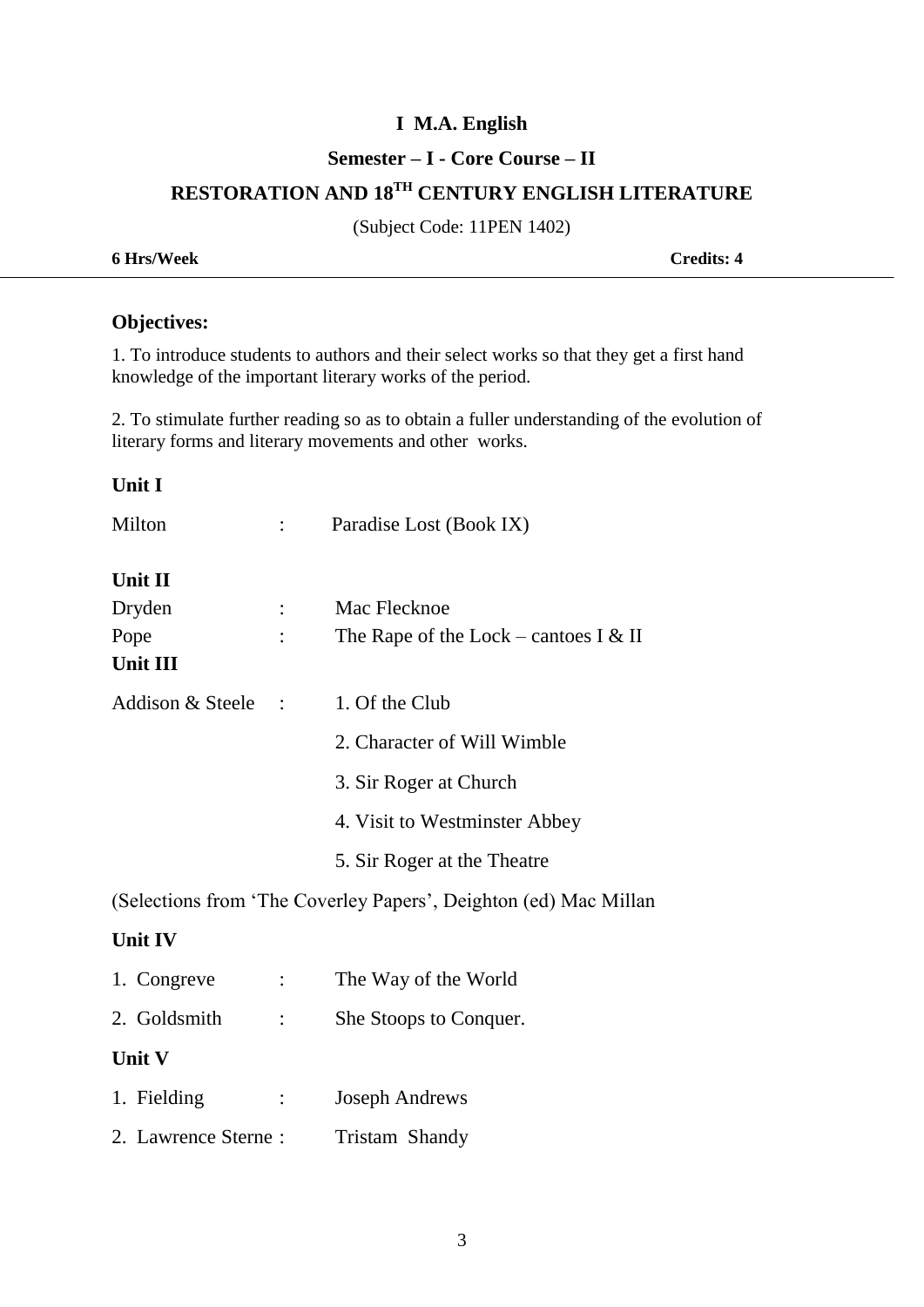# I M.A. English

## Semester – I - Core Course – II

## RESTORATION AND 18TH CENTURY ENGLISH LITERATURE

(Subject Code: 11PEN 1402)

**6 Hrs/Week** **Credits: 4**

---

### Objectives:

1. To introduce students to authors and their select works so that they get a first hand knowledge of the important literary works of the period.

2. To stimulate further reading so as to obtain a fuller understanding of the evolution of literary forms and literary movements and other works.

### Unit I

Milton : Paradise Lost (Book IX)

### Unit II

Dryden : Mac Flecknoe

Pope : The Rape of the Lock – cantoes I & II

### Unit III

Addison & Steele :

1. Of the Club
2. Character of Will Wimble
3. Sir Roger at Church
4. Visit to Westminster Abbey
5. Sir Roger at the Theatre

(Selections from 'The Coverley Papers', Deighton (ed) Mac Millan

### Unit IV

1. Congreve : The Way of the World
2. Goldsmith : She Stoops to Conquer.

### Unit V

1. Fielding : Joseph Andrews
2. Lawrence Sterne : Tristam Shandy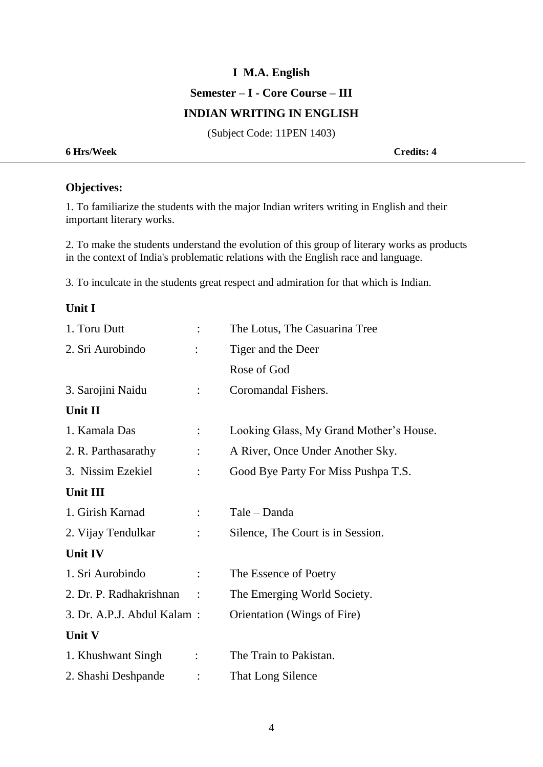# I M.A. English

## Semester – I - Core Course – III

## INDIAN WRITING IN ENGLISH

(Subject Code: 11PEN 1403)

**6 Hrs/Week** **Credits: 4**

---

### Objectives:

1. To familiarize the students with the major Indian writers writing in English and their important literary works.

2. To make the students understand the evolution of this group of literary works as products in the context of India's problematic relations with the English race and language.

3. To inculcate in the students great respect and admiration for that which is Indian.

### Unit I

1. Toru Dutt : The Lotus, The Casuarina Tree
2. Sri Aurobindo : Tiger and the Deer
   Rose of God
3. Sarojini Naidu : Coromandal Fishers.

### Unit II

1. Kamala Das : Looking Glass, My Grand Mother's House.
2. R. Parthasarathy : A River, Once Under Another Sky.
3. Nissim Ezekiel : Good Bye Party For Miss Pushpa T.S.

### Unit III

1. Girish Karnad : Tale – Danda
2. Vijay Tendulkar : Silence, The Court is in Session.

### Unit IV

1. Sri Aurobindo : The Essence of Poetry
2. Dr. P. Radhakrishnan : The Emerging World Society.
3. Dr. A.P.J. Abdul Kalam : Orientation (Wings of Fire)

### Unit V

1. Khushwant Singh : The Train to Pakistan.
2. Shashi Deshpande : That Long Silence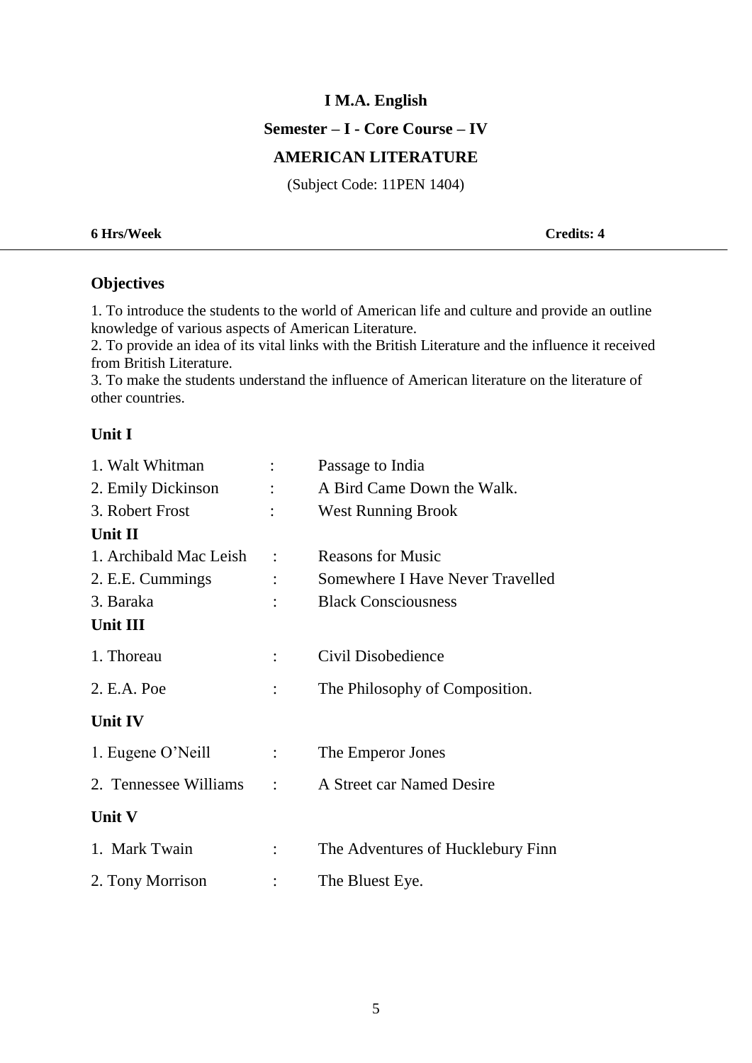# I M.A. English

## Semester – I - Core Course – IV

## AMERICAN LITERATURE

(Subject Code: 11PEN 1404)

**6 Hrs/Week** **Credits: 4**

---

### Objectives

1. To introduce the students to the world of American life and culture and provide an outline knowledge of various aspects of American Literature.
2. To provide an idea of its vital links with the British Literature and the influence it received from British Literature.
3. To make the students understand the influence of American literature on the literature of other countries.

### Unit I

1. Walt Whitman : Passage to India
2. Emily Dickinson : A Bird Came Down the Walk.
3. Robert Frost : West Running Brook

### Unit II

1. Archibald Mac Leish : Reasons for Music
2. E.E. Cummings : Somewhere I Have Never Travelled
3. Baraka : Black Consciousness

### Unit III

1. Thoreau : Civil Disobedience
2. E.A. Poe : The Philosophy of Composition.

### Unit IV

1. Eugene O'Neill : The Emperor Jones
2. Tennessee Williams : A Street car Named Desire

### Unit V

1. Mark Twain : The Adventures of Hucklebury Finn
2. Tony Morrison : The Bluest Eye.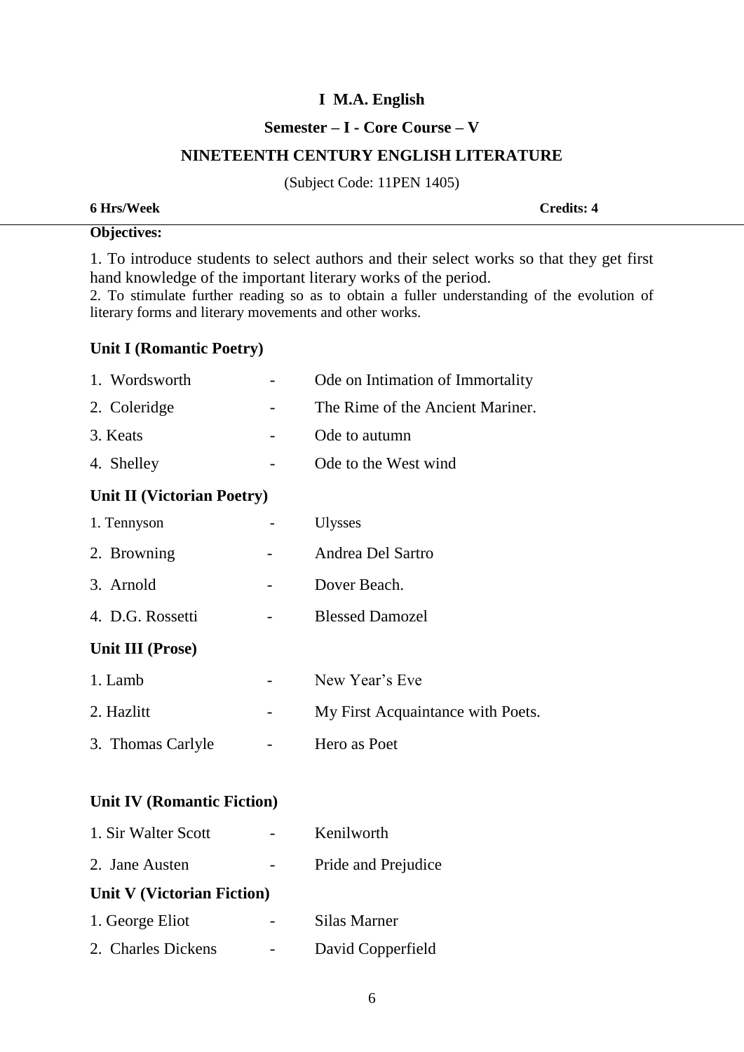# I M.A. English

## Semester – I - Core Course – V

## NINETEENTH CENTURY ENGLISH LITERATURE

(Subject Code: 11PEN 1405)

**6 Hrs/Week** **Credits: 4**

**Objectives:**

1. To introduce students to select authors and their select works so that they get first hand knowledge of the important literary works of the period.
2. To stimulate further reading so as to obtain a fuller understanding of the evolution of literary forms and literary movements and other works.

### Unit I (Romantic Poetry)

1. Wordsworth - Ode on Intimation of Immortality
2. Coleridge - The Rime of the Ancient Mariner.
3. Keats - Ode to autumn
4. Shelley - Ode to the West wind

### Unit II (Victorian Poetry)

1. Tennyson - Ulysses
2. Browning - Andrea Del Sartro
3. Arnold - Dover Beach.
4. D.G. Rossetti - Blessed Damozel

### Unit III (Prose)

1. Lamb - New Year's Eve
2. Hazlitt - My First Acquaintance with Poets.
3. Thomas Carlyle - Hero as Poet

### Unit IV (Romantic Fiction)

1. Sir Walter Scott - Kenilworth
2. Jane Austen - Pride and Prejudice

### Unit V (Victorian Fiction)

1. George Eliot - Silas Marner
2. Charles Dickens - David Copperfield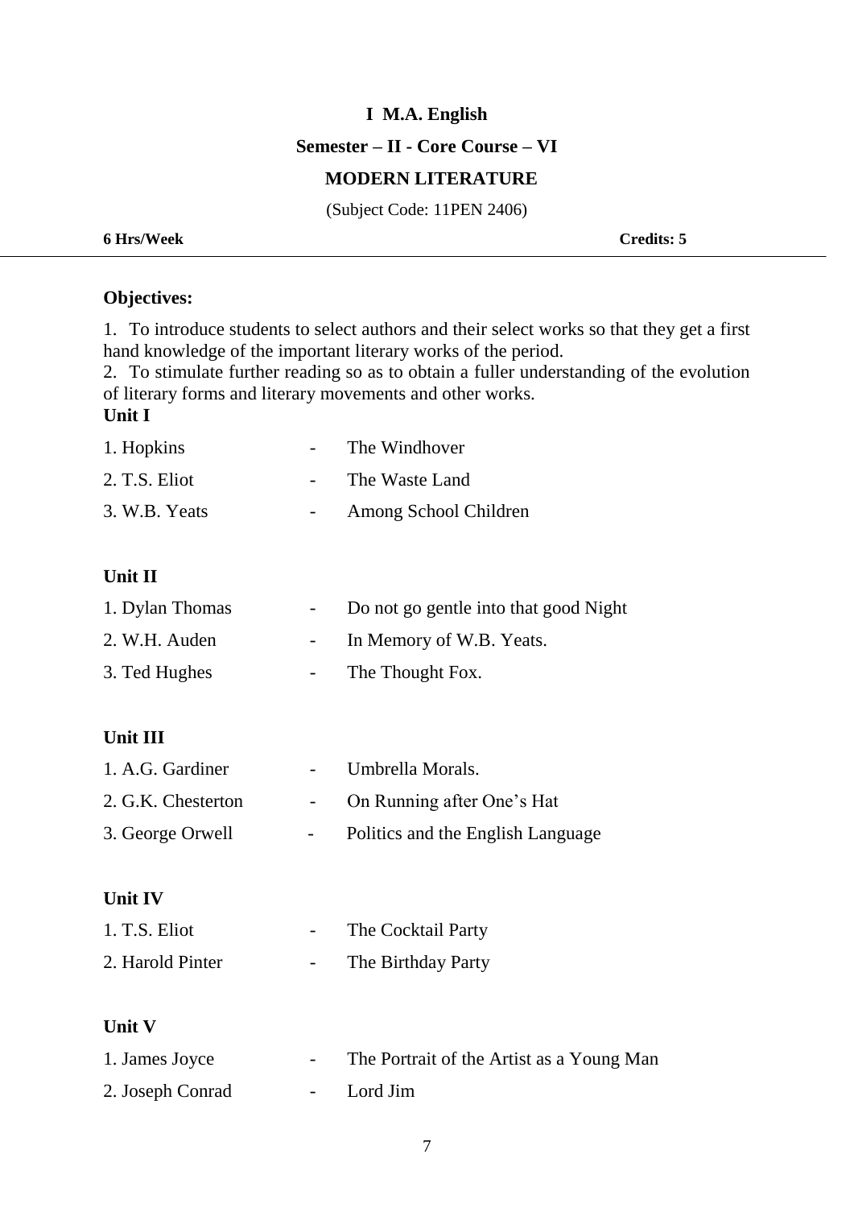**I M.A. English**

**Semester – II - Core Course – VI**

**MODERN LITERATURE**

(Subject Code: 11PEN 2406)

**6 Hrs/Week** **Credits: 5**

---

**Objectives:**

1. To introduce students to select authors and their select works so that they get a first hand knowledge of the important literary works of the period.
2. To stimulate further reading so as to obtain a fuller understanding of the evolution of literary forms and literary movements and other works.

**Unit I**

1. Hopkins - The Windhover
2. T.S. Eliot - The Waste Land
3. W.B. Yeats - Among School Children

**Unit II**

1. Dylan Thomas - Do not go gentle into that good Night
2. W.H. Auden - In Memory of W.B. Yeats.
3. Ted Hughes - The Thought Fox.

**Unit III**

1. A.G. Gardiner - Umbrella Morals.
2. G.K. Chesterton - On Running after One's Hat
3. George Orwell - Politics and the English Language

**Unit IV**

1. T.S. Eliot - The Cocktail Party
2. Harold Pinter - The Birthday Party

**Unit V**

1. James Joyce - The Portrait of the Artist as a Young Man
2. Joseph Conrad - Lord Jim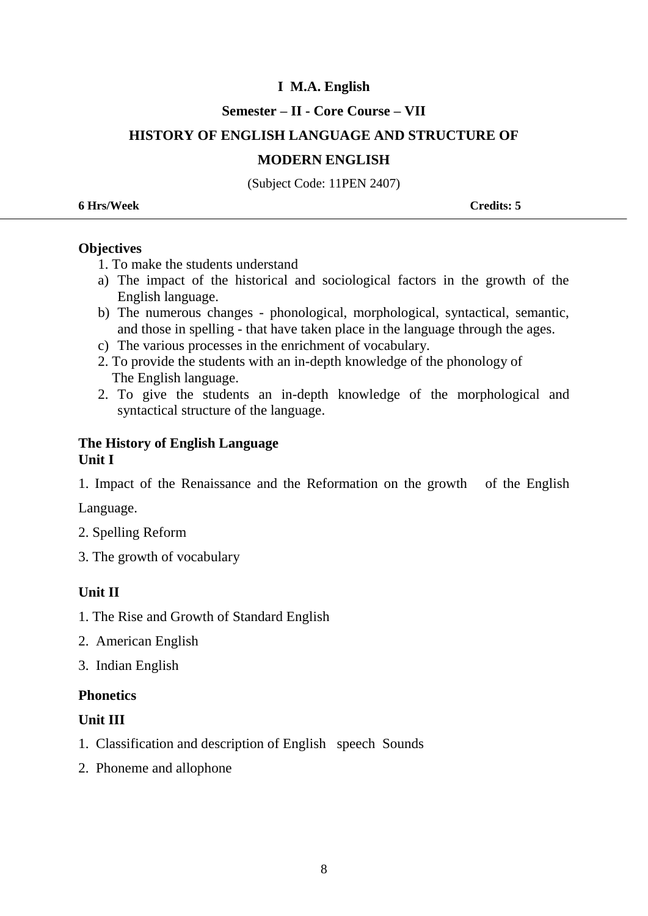**I M.A. English**

**Semester – II - Core Course – VII**

**HISTORY OF ENGLISH LANGUAGE AND STRUCTURE OF MODERN ENGLISH**

(Subject Code: 11PEN 2407)

**6 Hrs/Week** **Credits: 5**

---

**Objectives**

1. To make the students understand
   a) The impact of the historical and sociological factors in the growth of the English language.
   b) The numerous changes - phonological, morphological, syntactical, semantic, and those in spelling - that have taken place in the language through the ages.
   c) The various processes in the enrichment of vocabulary.
2. To provide the students with an in-depth knowledge of the phonology of The English language.
2. To give the students an in-depth knowledge of the morphological and syntactical structure of the language.

**The History of English Language**

**Unit I**

1. Impact of the Renaissance and the Reformation on the growth of the English Language.
2. Spelling Reform
3. The growth of vocabulary

**Unit II**

1. The Rise and Growth of Standard English
2. American English
3. Indian English

**Phonetics**

**Unit III**

1. Classification and description of English speech Sounds
2. Phoneme and allophone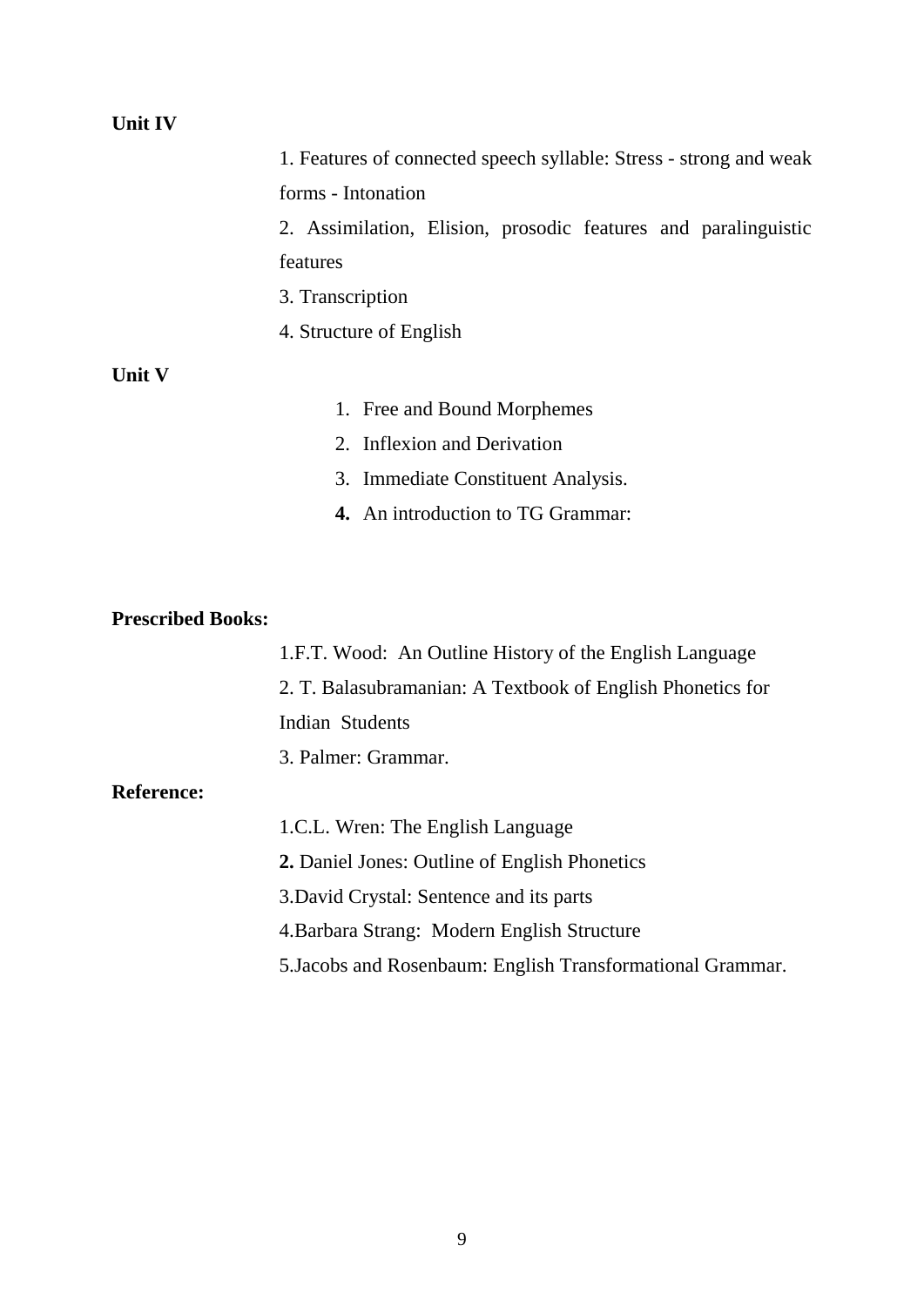**Unit IV**

1. Features of connected speech syllable: Stress - strong and weak forms - Intonation
2. Assimilation, Elision, prosodic features and paralinguistic features
3. Transcription
4. Structure of English

**Unit V**

1. Free and Bound Morphemes
2. Inflexion and Derivation
3. Immediate Constituent Analysis.
4. An introduction to TG Grammar:

**Prescribed Books:**

1. F.T. Wood: An Outline History of the English Language
2. T. Balasubramanian: A Textbook of English Phonetics for Indian Students
3. Palmer: Grammar.

**Reference:**

1. C.L. Wren: The English Language
2. Daniel Jones: Outline of English Phonetics
3. David Crystal: Sentence and its parts
4. Barbara Strang: Modern English Structure
5. Jacobs and Rosenbaum: English Transformational Grammar.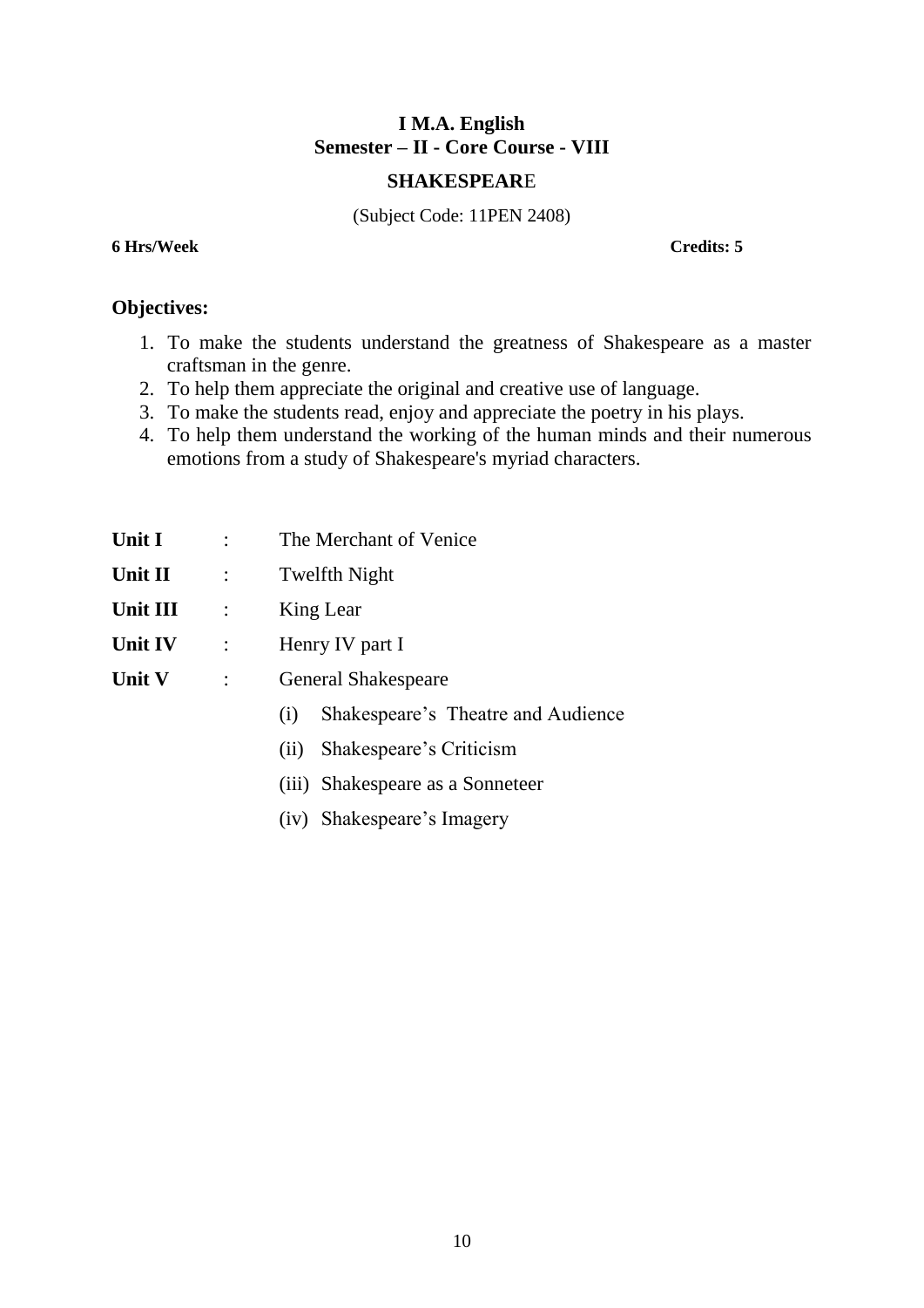# I M.A. English
## Semester – II - Core Course - VIII

## SHAKESPEARE

(Subject Code: 11PEN 2408)

**6 Hrs/Week** **Credits: 5**

**Objectives:**

1. To make the students understand the greatness of Shakespeare as a master craftsman in the genre.
2. To help them appreciate the original and creative use of language.
3. To make the students read, enjoy and appreciate the poetry in his plays.
4. To help them understand the working of the human minds and their numerous emotions from a study of Shakespeare's myriad characters.

**Unit I** : The Merchant of Venice

**Unit II** : Twelfth Night

**Unit III** : King Lear

**Unit IV** : Henry IV part I

**Unit V** : General Shakespeare

- (i) Shakespeare's Theatre and Audience
- (ii) Shakespeare's Criticism
- (iii) Shakespeare as a Sonneteer
- (iv) Shakespeare's Imagery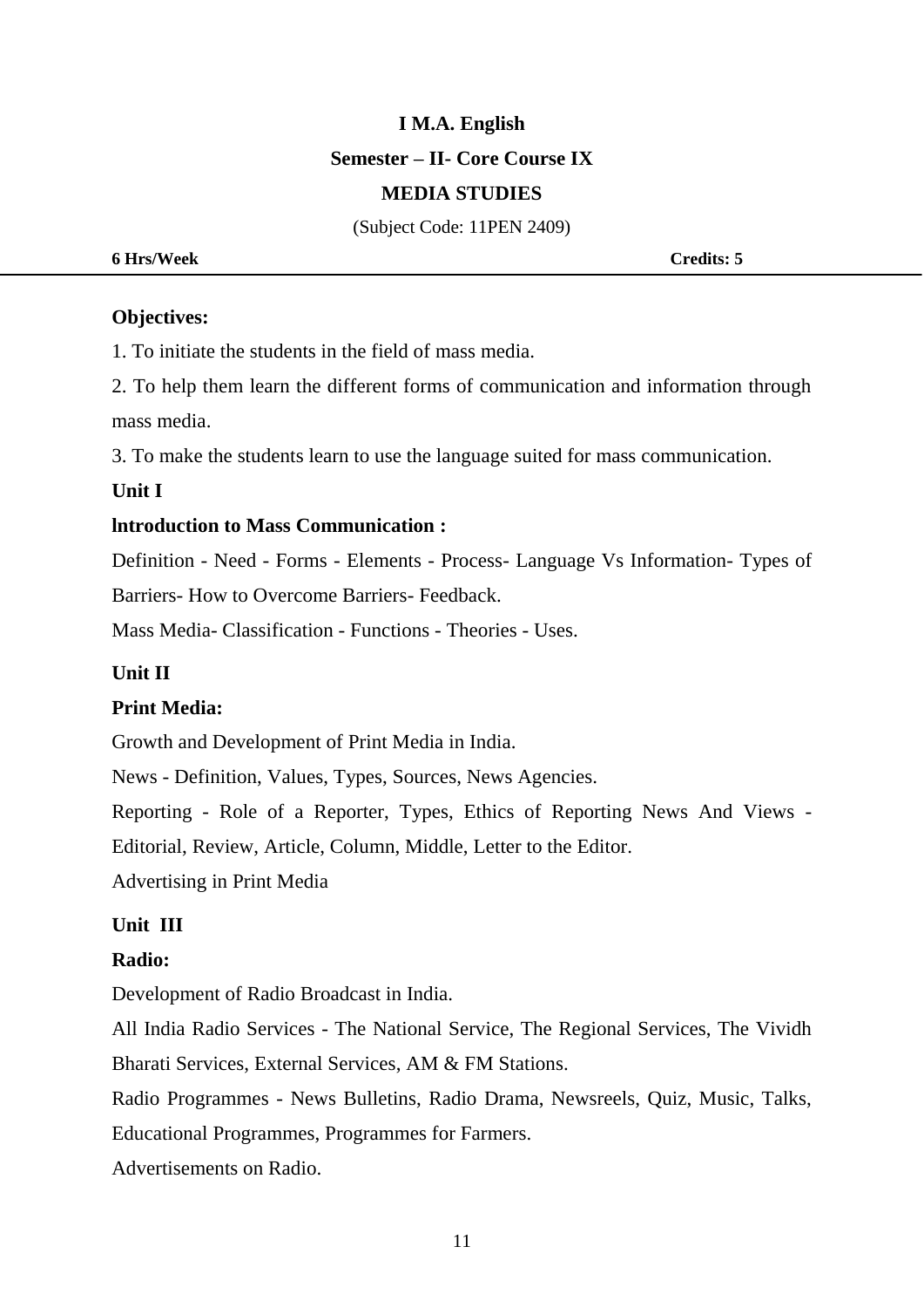**I M.A. English**

**Semester – II- Core Course IX**

**MEDIA STUDIES**

(Subject Code: 11PEN 2409)

**6 Hrs/Week** **Credits: 5**

---

**Objectives:**

1. To initiate the students in the field of mass media.
2. To help them learn the different forms of communication and information through mass media.
3. To make the students learn to use the language suited for mass communication.

**Unit I**

**lntroduction to Mass Communication :**

Definition - Need - Forms - Elements - Process- Language Vs Information- Types of Barriers- How to Overcome Barriers- Feedback.

Mass Media- Classification - Functions - Theories - Uses.

**Unit II**

**Print Media:**

Growth and Development of Print Media in India.

News - Definition, Values, Types, Sources, News Agencies.

Reporting - Role of a Reporter, Types, Ethics of Reporting News And Views - Editorial, Review, Article, Column, Middle, Letter to the Editor.

Advertising in Print Media

**Unit III**

**Radio:**

Development of Radio Broadcast in India.

All India Radio Services - The National Service, The Regional Services, The Vividh Bharati Services, External Services, AM & FM Stations.

Radio Programmes - News Bulletins, Radio Drama, Newsreels, Quiz, Music, Talks, Educational Programmes, Programmes for Farmers.

Advertisements on Radio.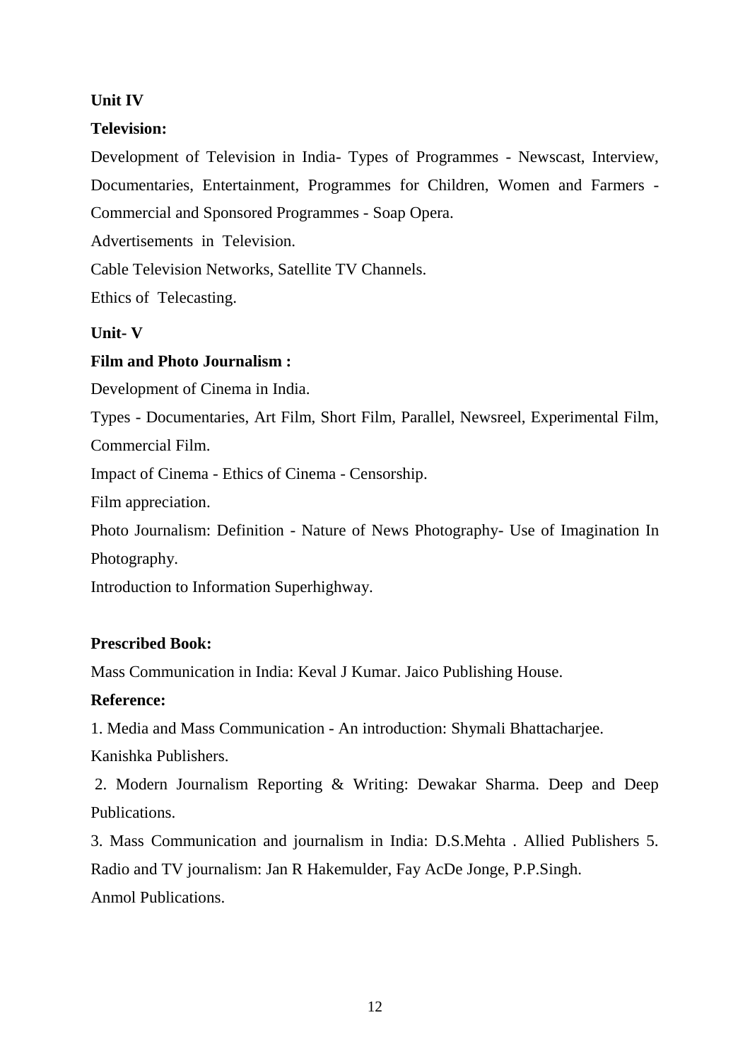**Unit IV**

**Television:**

Development of Television in India- Types of Programmes - Newscast, Interview, Documentaries, Entertainment, Programmes for Children, Women and Farmers - Commercial and Sponsored Programmes - Soap Opera.

Advertisements in Television.

Cable Television Networks, Satellite TV Channels.

Ethics of Telecasting.

**Unit- V**

**Film and Photo Journalism :**

Development of Cinema in India.

Types - Documentaries, Art Film, Short Film, Parallel, Newsreel, Experimental Film, Commercial Film.

Impact of Cinema - Ethics of Cinema - Censorship.

Film appreciation.

Photo Journalism: Definition - Nature of News Photography- Use of Imagination In Photography.

Introduction to Information Superhighway.

**Prescribed Book:**

Mass Communication in India: Keval J Kumar. Jaico Publishing House.

**Reference:**

1. Media and Mass Communication - An introduction: Shymali Bhattacharjee. Kanishka Publishers.

2. Modern Journalism Reporting & Writing: Dewakar Sharma. Deep and Deep Publications.

3. Mass Communication and journalism in India: D.S.Mehta . Allied Publishers 5. Radio and TV journalism: Jan R Hakemulder, Fay AcDe Jonge, P.P.Singh. Anmol Publications.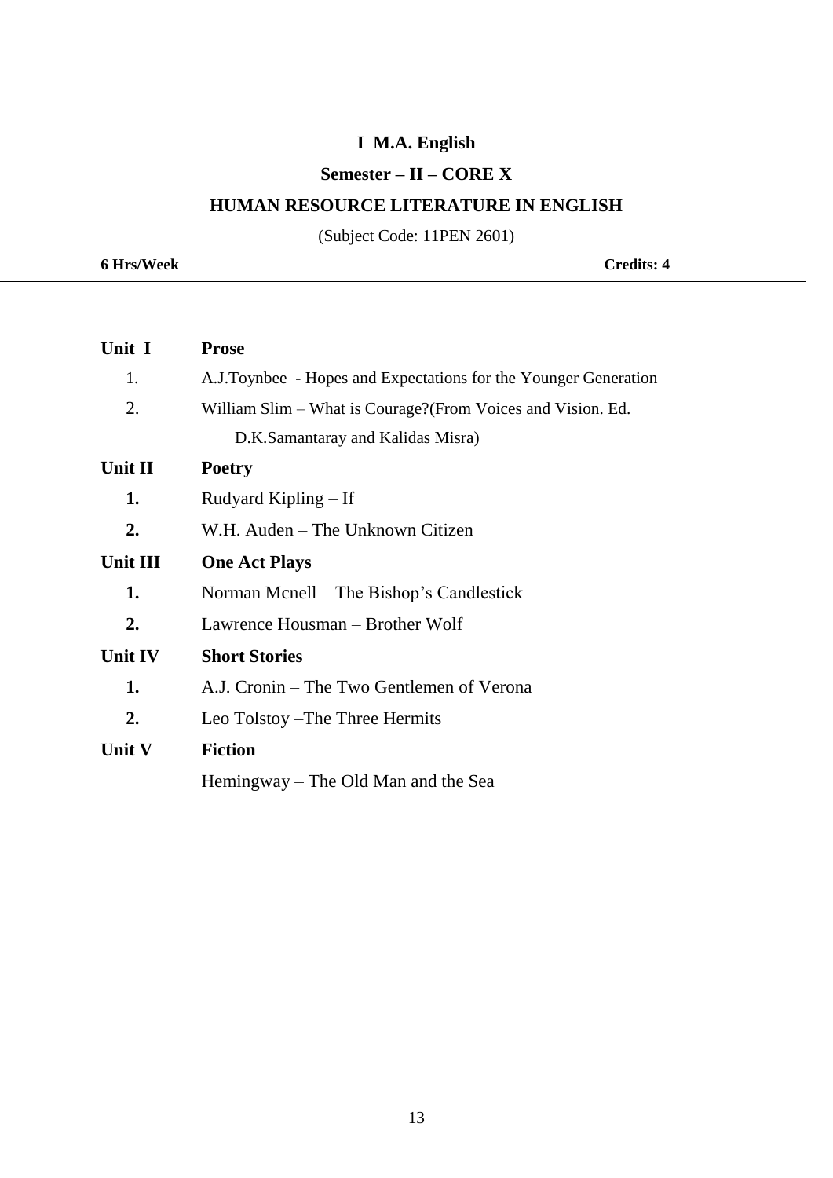# I M.A. English

## Semester – II – CORE X

## HUMAN RESOURCE LITERATURE IN ENGLISH

(Subject Code: 11PEN 2601)

**6 Hrs/Week** **Credits: 4**

---

**Unit I** **Prose**

1. A.J.Toynbee - Hopes and Expectations for the Younger Generation
2. William Slim – What is Courage?(From Voices and Vision. Ed. D.K.Samantaray and Kalidas Misra)

**Unit II** **Poetry**

1. Rudyard Kipling – If
2. W.H. Auden – The Unknown Citizen

**Unit III** **One Act Plays**

1. Norman Mcnell – The Bishop's Candlestick
2. Lawrence Housman – Brother Wolf

**Unit IV** **Short Stories**

1. A.J. Cronin – The Two Gentlemen of Verona
2. Leo Tolstoy –The Three Hermits

**Unit V** **Fiction**

Hemingway – The Old Man and the Sea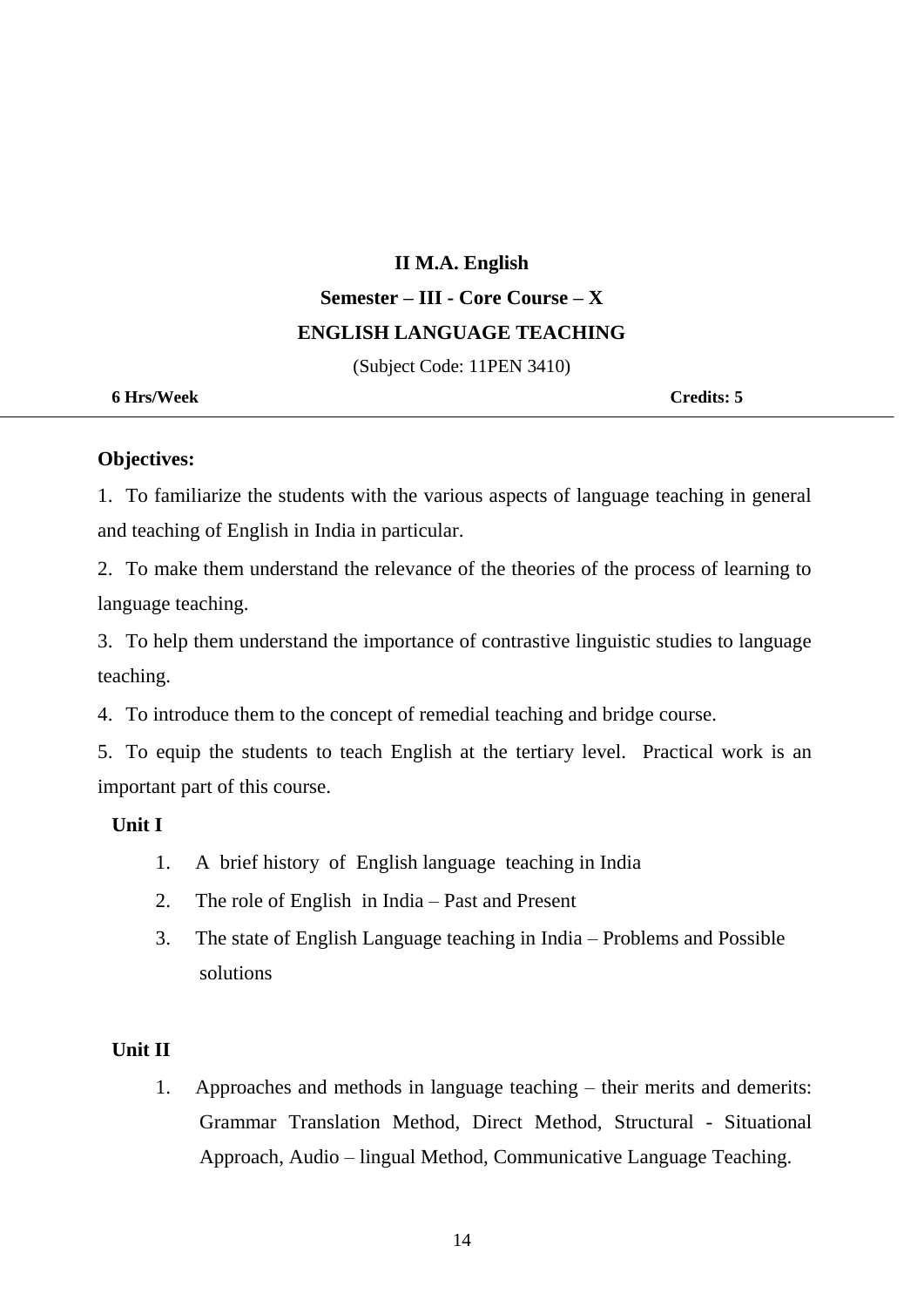**II M.A. English**

**Semester – III - Core Course – X**

**ENGLISH LANGUAGE TEACHING**

(Subject Code: 11PEN 3410)

**6 Hrs/Week** **Credits: 5**

---

**Objectives:**

1. To familiarize the students with the various aspects of language teaching in general and teaching of English in India in particular.
2. To make them understand the relevance of the theories of the process of learning to language teaching.
3. To help them understand the importance of contrastive linguistic studies to language teaching.
4. To introduce them to the concept of remedial teaching and bridge course.
5. To equip the students to teach English at the tertiary level. Practical work is an important part of this course.

**Unit I**

1. A brief history of English language teaching in India
2. The role of English in India – Past and Present
3. The state of English Language teaching in India – Problems and Possible solutions

**Unit II**

1. Approaches and methods in language teaching – their merits and demerits: Grammar Translation Method, Direct Method, Structural - Situational Approach, Audio – lingual Method, Communicative Language Teaching.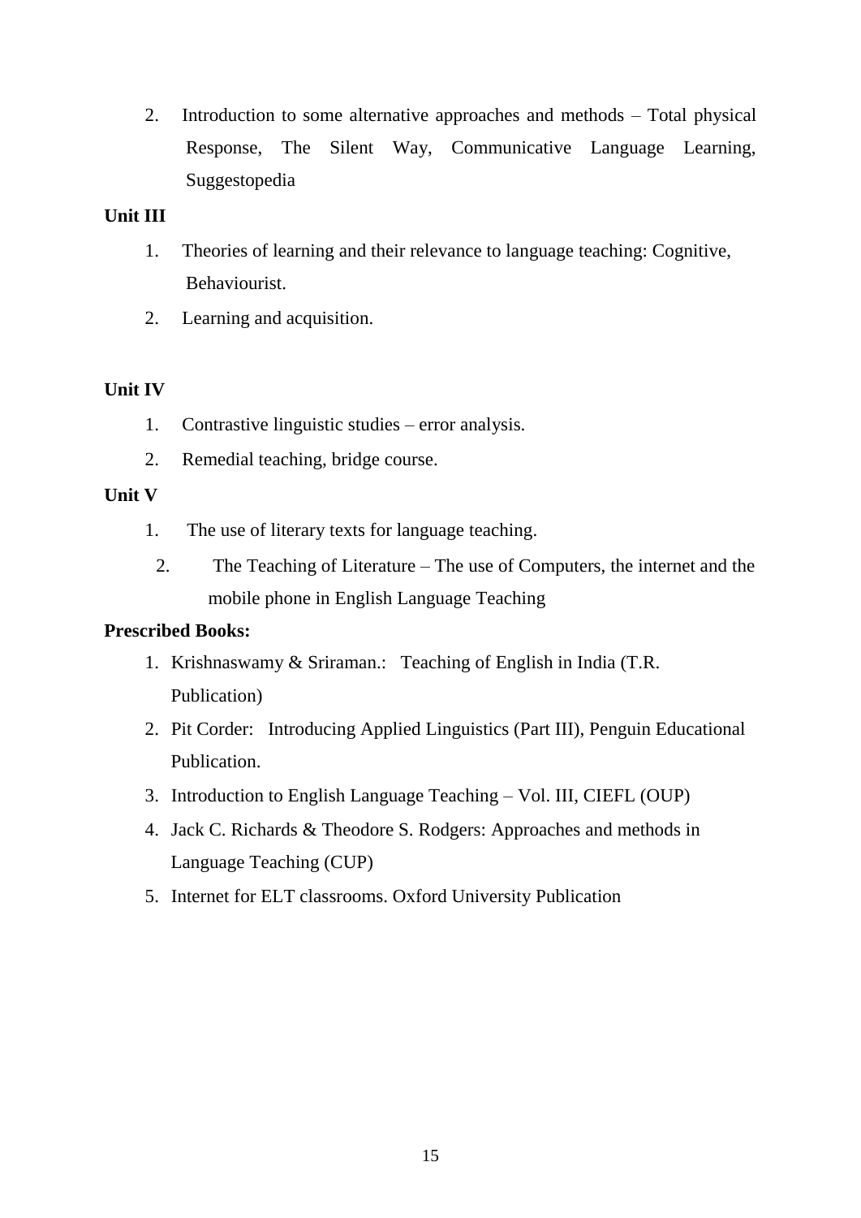2. Introduction to some alternative approaches and methods – Total physical Response, The Silent Way, Communicative Language Learning, Suggestopedia

**Unit III**

1. Theories of learning and their relevance to language teaching: Cognitive, Behaviourist.
2. Learning and acquisition.

**Unit IV**

1. Contrastive linguistic studies – error analysis.
2. Remedial teaching, bridge course.

**Unit V**

1. The use of literary texts for language teaching.
2. The Teaching of Literature – The use of Computers, the internet and the mobile phone in English Language Teaching

**Prescribed Books:**

1. Krishnaswamy & Sriraman.: Teaching of English in India (T.R. Publication)
2. Pit Corder: Introducing Applied Linguistics (Part III), Penguin Educational Publication.
3. Introduction to English Language Teaching – Vol. III, CIEFL (OUP)
4. Jack C. Richards & Theodore S. Rodgers: Approaches and methods in Language Teaching (CUP)
5. Internet for ELT classrooms. Oxford University Publication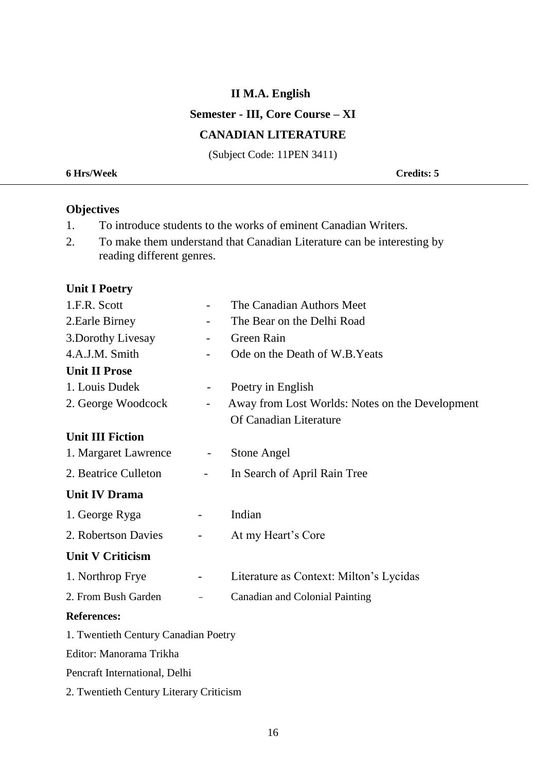**II M.A. English**

**Semester - III, Core Course – XI**

**CANADIAN LITERATURE**

(Subject Code: 11PEN 3411)

**6 Hrs/Week** **Credits: 5**

---

**Objectives**

1. To introduce students to the works of eminent Canadian Writers.
2. To make them understand that Canadian Literature can be interesting by reading different genres.

**Unit I Poetry**

1.F.R. Scott - The Canadian Authors Meet
2.Earle Birney - The Bear on the Delhi Road
3.Dorothy Livesay - Green Rain
4.A.J.M. Smith - Ode on the Death of W.B.Yeats

**Unit II Prose**

1. Louis Dudek - Poetry in English
2. George Woodcock - Away from Lost Worlds: Notes on the Development Of Canadian Literature

**Unit III Fiction**

1. Margaret Lawrence - Stone Angel
2. Beatrice Culleton - In Search of April Rain Tree

**Unit IV Drama**

1. George Ryga - Indian
2. Robertson Davies - At my Heart's Core

**Unit V Criticism**

1. Northrop Frye - Literature as Context: Milton's Lycidas
2. From Bush Garden - Canadian and Colonial Painting

**References:**

1. Twentieth Century Canadian Poetry
Editor: Manorama Trikha
Pencraft International, Delhi
2. Twentieth Century Literary Criticism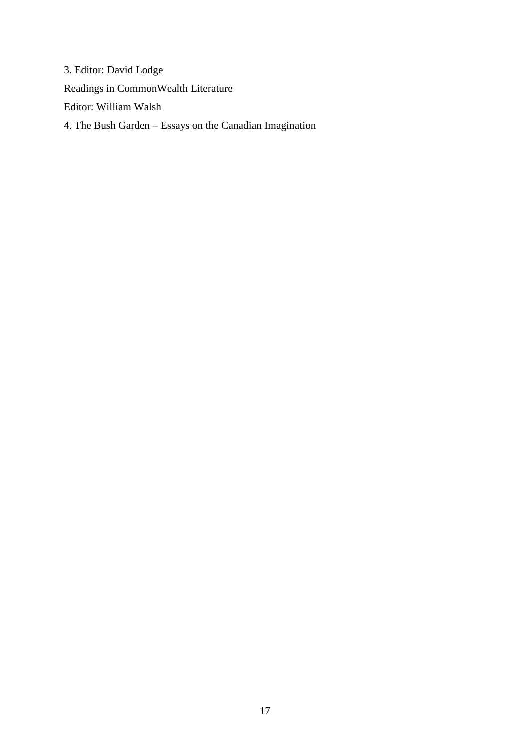3. Editor: David Lodge

Readings in CommonWealth Literature

Editor: William Walsh

4. The Bush Garden – Essays on the Canadian Imagination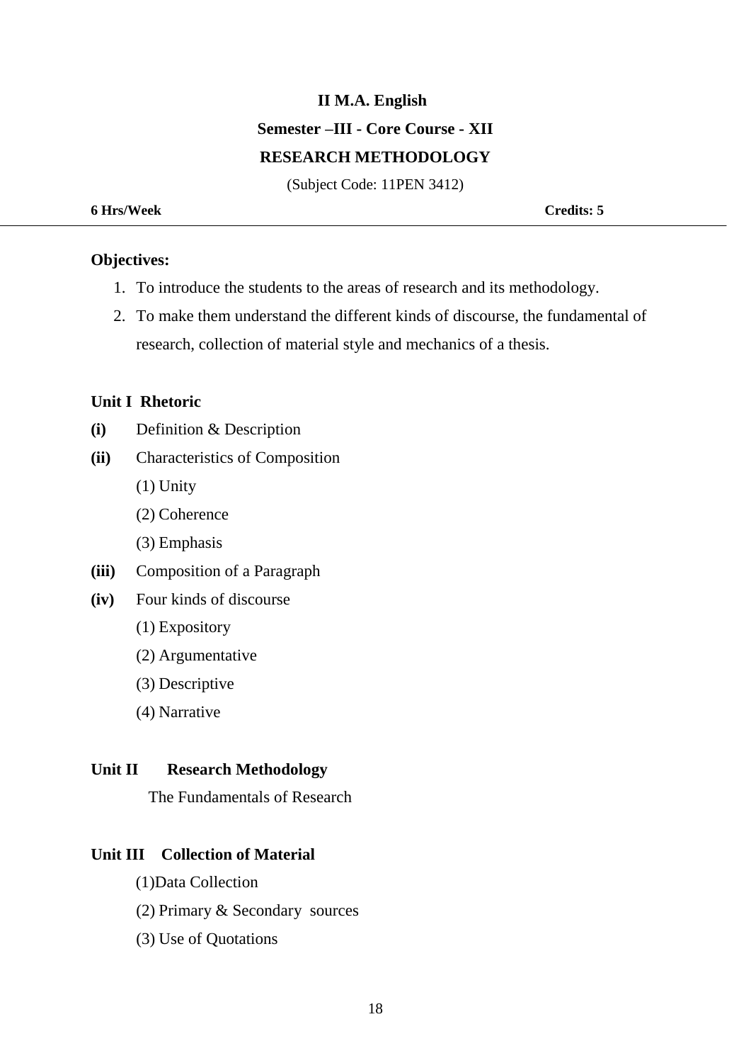**II M.A. English**

**Semester –III - Core Course - XII**

**RESEARCH METHODOLOGY**

(Subject Code: 11PEN 3412)

**6 Hrs/Week** **Credits: 5**

---

**Objectives:**

1. To introduce the students to the areas of research and its methodology.
2. To make them understand the different kinds of discourse, the fundamental of research, collection of material style and mechanics of a thesis.

**Unit I Rhetoric**

**(i)** Definition & Description

**(ii)** Characteristics of Composition

(1) Unity

(2) Coherence

(3) Emphasis

**(iii)** Composition of a Paragraph

**(iv)** Four kinds of discourse

(1) Expository

(2) Argumentative

(3) Descriptive

(4) Narrative

**Unit II Research Methodology**

The Fundamentals of Research

**Unit III Collection of Material**

(1)Data Collection

(2) Primary & Secondary sources

(3) Use of Quotations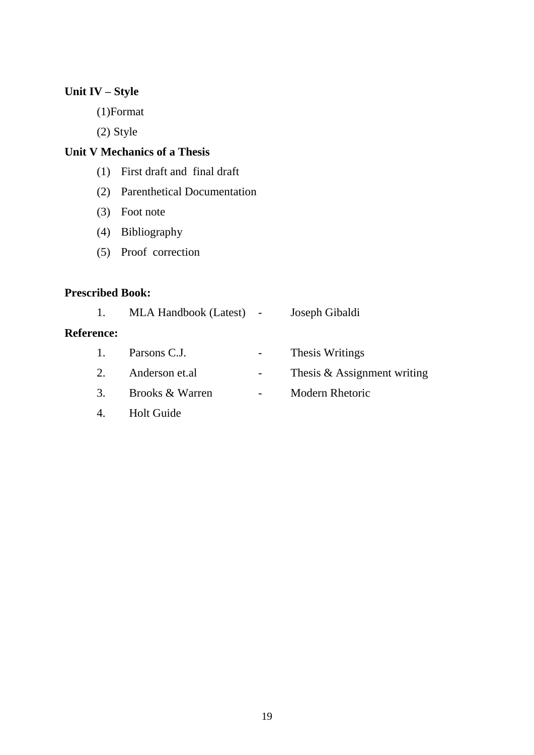**Unit IV – Style**

(1)Format

(2) Style

**Unit V Mechanics of a Thesis**

(1) First draft and final draft

(2) Parenthetical Documentation

(3) Foot note

(4) Bibliography

(5) Proof correction

**Prescribed Book:**

1. MLA Handbook (Latest) - Joseph Gibaldi

**Reference:**

1. Parsons C.J. - Thesis Writings
2. Anderson et.al - Thesis & Assignment writing
3. Brooks & Warren - Modern Rhetoric
4. Holt Guide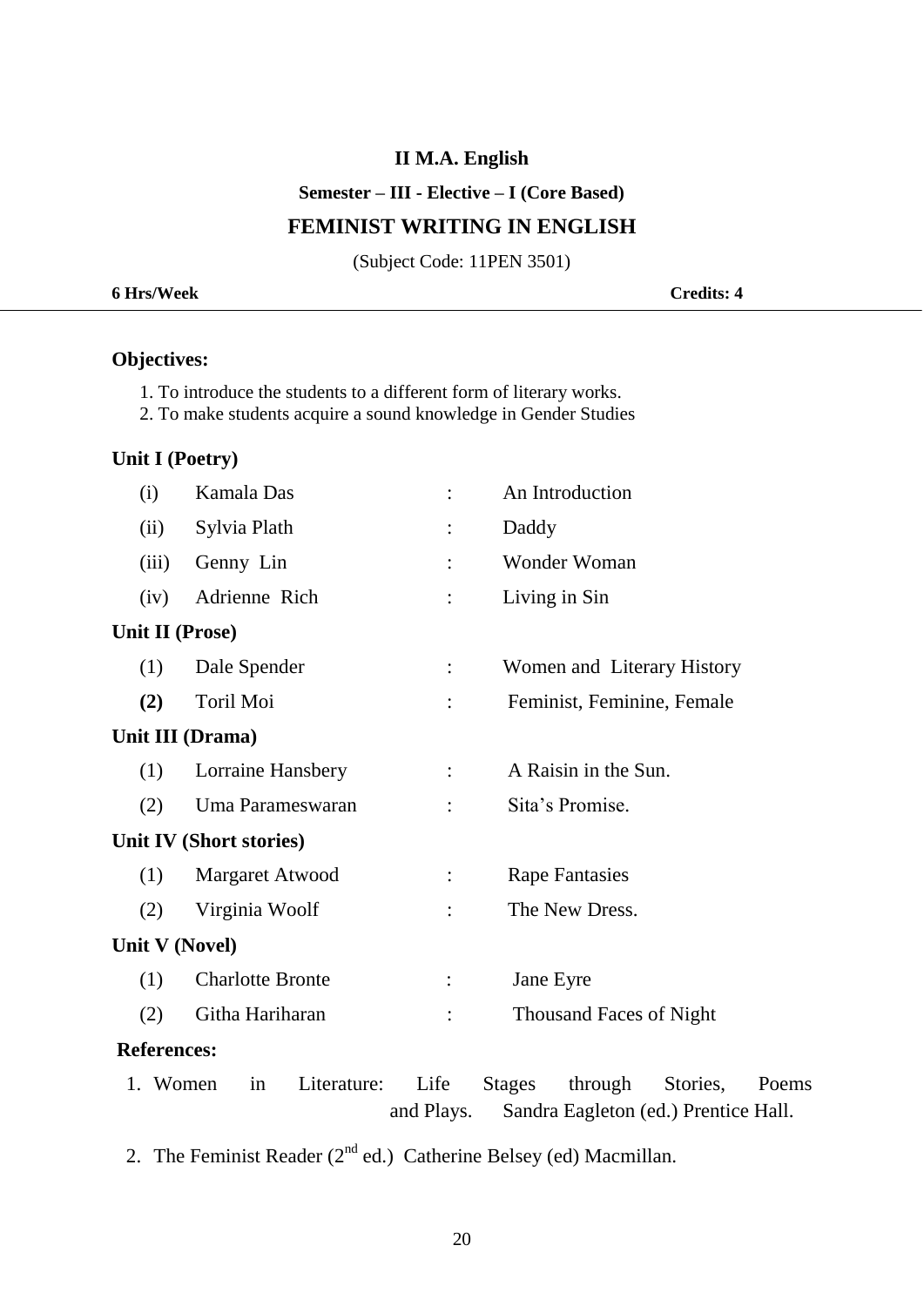**II M.A. English**

**Semester – III - Elective – I (Core Based)**

## FEMINIST WRITING IN ENGLISH

(Subject Code: 11PEN 3501)

**6 Hrs/Week** **Credits: 4**

---

**Objectives:**

1. To introduce the students to a different form of literary works.
2. To make students acquire a sound knowledge in Gender Studies

**Unit I (Poetry)**

| | | | |
|---|---|---|---|
| (i) | Kamala Das | : | An Introduction |
| (ii) | Sylvia Plath | : | Daddy |
| (iii) | Genny Lin | : | Wonder Woman |
| (iv) | Adrienne Rich | : | Living in Sin |

**Unit II (Prose)**

| | | | |
|---|---|---|---|
| (1) | Dale Spender | : | Women and Literary History |
| **(2)** | Toril Moi | : | Feminist, Feminine, Female |

**Unit III (Drama)**

| | | | |
|---|---|---|---|
| (1) | Lorraine Hansbery | : | A Raisin in the Sun. |
| (2) | Uma Parameswaran | : | Sita's Promise. |

**Unit IV (Short stories)**

| | | | |
|---|---|---|---|
| (1) | Margaret Atwood | : | Rape Fantasies |
| (2) | Virginia Woolf | : | The New Dress. |

**Unit V (Novel)**

| | | | |
|---|---|---|---|
| (1) | Charlotte Bronte | : | Jane Eyre |
| (2) | Githa Hariharan | : | Thousand Faces of Night |

**References:**

1. Women in Literature: Life Stages through Stories, Poems and Plays. Sandra Eagleton (ed.) Prentice Hall.
2. The Feminist Reader (2nd ed.) Catherine Belsey (ed) Macmillan.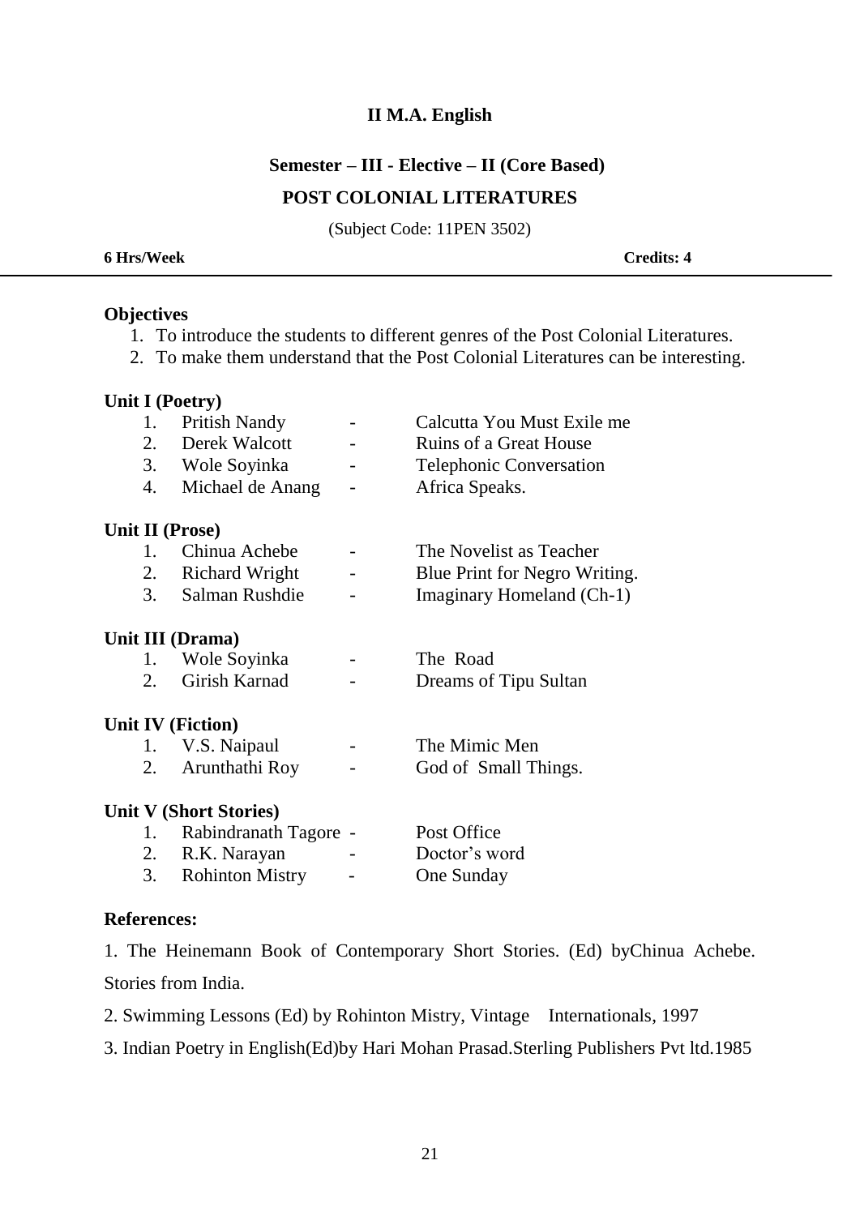# II M.A. English

## Semester – III - Elective – II (Core Based)

## POST COLONIAL LITERATURES

(Subject Code: 11PEN 3502)

**6 Hrs/Week** **Credits: 4**

---

### Objectives

1. To introduce the students to different genres of the Post Colonial Literatures.
2. To make them understand that the Post Colonial Literatures can be interesting.

### Unit I (Poetry)

1. Pritish Nandy - Calcutta You Must Exile me
2. Derek Walcott - Ruins of a Great House
3. Wole Soyinka - Telephonic Conversation
4. Michael de Anang - Africa Speaks.

### Unit II (Prose)

1. Chinua Achebe - The Novelist as Teacher
2. Richard Wright - Blue Print for Negro Writing.
3. Salman Rushdie - Imaginary Homeland (Ch-1)

### Unit III (Drama)

1. Wole Soyinka - The Road
2. Girish Karnad - Dreams of Tipu Sultan

### Unit IV (Fiction)

1. V.S. Naipaul - The Mimic Men
2. Arunthathi Roy - God of Small Things.

### Unit V (Short Stories)

1. Rabindranath Tagore - Post Office
2. R.K. Narayan - Doctor's word
3. Rohinton Mistry - One Sunday

### References:

1. The Heinemann Book of Contemporary Short Stories. (Ed) byChinua Achebe. Stories from India.
2. Swimming Lessons (Ed) by Rohinton Mistry, Vintage Internationals, 1997
3. Indian Poetry in English(Ed)by Hari Mohan Prasad.Sterling Publishers Pvt ltd.1985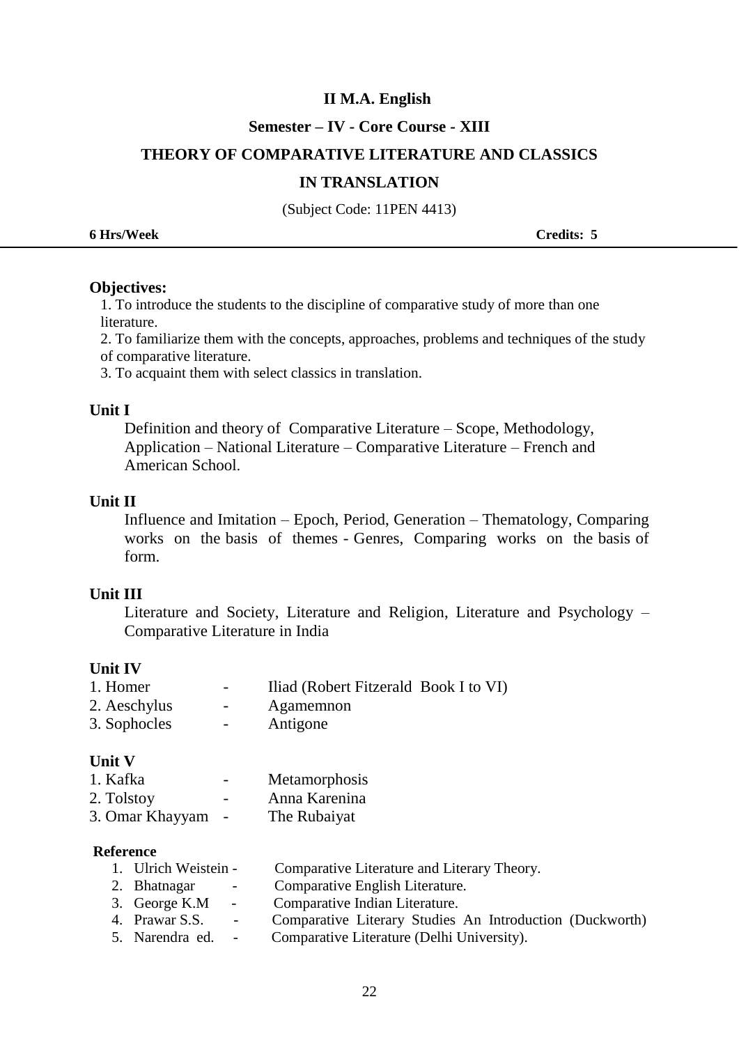**II M.A. English**

**Semester – IV - Core Course - XIII**

**THEORY OF COMPARATIVE LITERATURE AND CLASSICS IN TRANSLATION**

(Subject Code: 11PEN 4413)

**6 Hrs/Week** **Credits: 5**

---

**Objectives:**

1. To introduce the students to the discipline of comparative study of more than one literature.
2. To familiarize them with the concepts, approaches, problems and techniques of the study of comparative literature.
3. To acquaint them with select classics in translation.

**Unit I**

Definition and theory of Comparative Literature – Scope, Methodology, Application – National Literature – Comparative Literature – French and American School.

**Unit II**

Influence and Imitation – Epoch, Period, Generation – Thematology, Comparing works on the basis of themes - Genres, Comparing works on the basis of form.

**Unit III**

Literature and Society, Literature and Religion, Literature and Psychology – Comparative Literature in India

**Unit IV**

1. Homer - Iliad (Robert Fitzerald Book I to VI)
2. Aeschylus - Agamemnon
3. Sophocles - Antigone

**Unit V**

1. Kafka - Metamorphosis
2. Tolstoy - Anna Karenina
3. Omar Khayyam - The Rubaiyat

**Reference**

1. Ulrich Weistein - Comparative Literature and Literary Theory.
2. Bhatnagar - Comparative English Literature.
3. George K.M - Comparative Indian Literature.
4. Prawar S.S. - Comparative Literary Studies An Introduction (Duckworth)
5. Narendra ed. - Comparative Literature (Delhi University).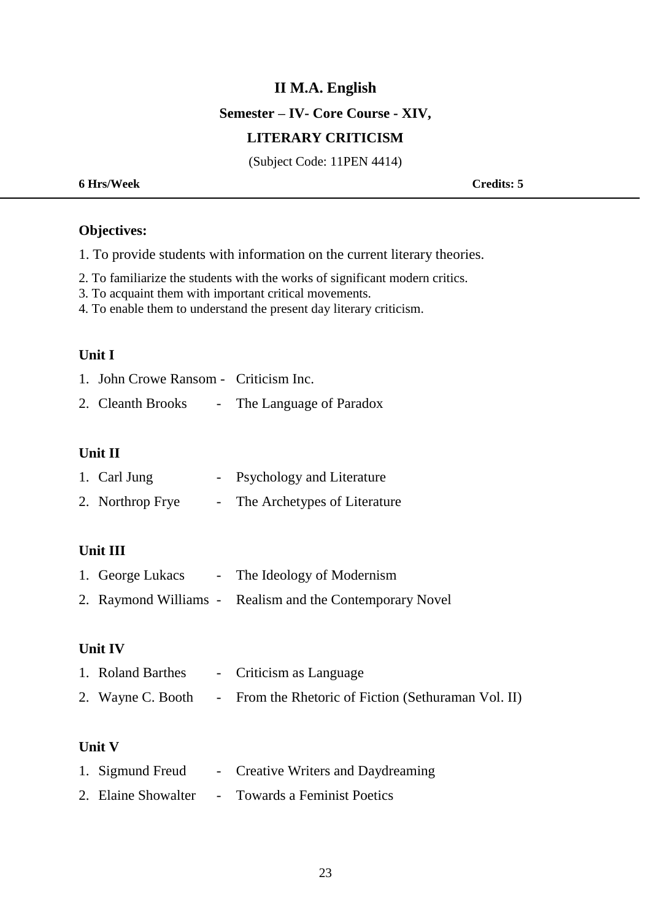# II M.A. English

## Semester – IV- Core Course - XIV,

## LITERARY CRITICISM

(Subject Code: 11PEN 4414)

**6 Hrs/Week** **Credits: 5**

---

**Objectives:**

1. To provide students with information on the current literary theories.
2. To familiarize the students with the works of significant modern critics.
3. To acquaint them with important critical movements.
4. To enable them to understand the present day literary criticism.

**Unit I**

1. John Crowe Ransom - Criticism Inc.
2. Cleanth Brooks - The Language of Paradox

**Unit II**

1. Carl Jung - Psychology and Literature
2. Northrop Frye - The Archetypes of Literature

**Unit III**

1. George Lukacs - The Ideology of Modernism
2. Raymond Williams - Realism and the Contemporary Novel

**Unit IV**

1. Roland Barthes - Criticism as Language
2. Wayne C. Booth - From the Rhetoric of Fiction (Sethuraman Vol. II)

**Unit V**

1. Sigmund Freud - Creative Writers and Daydreaming
2. Elaine Showalter - Towards a Feminist Poetics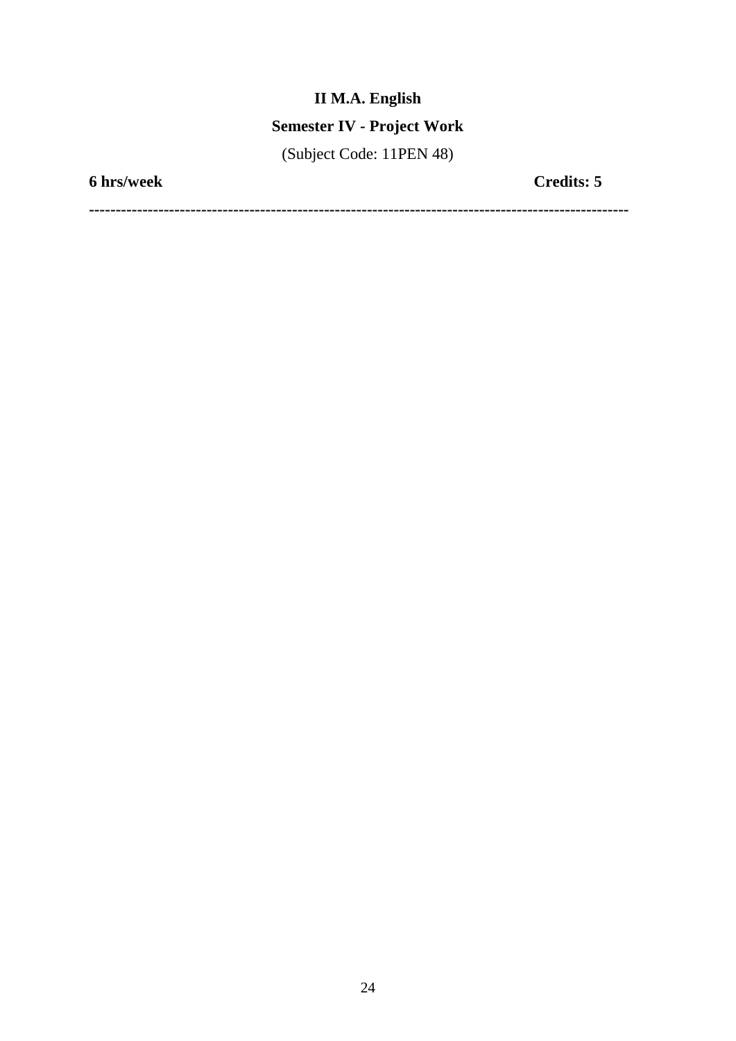**II M.A. English**

**Semester IV - Project Work**

(Subject Code: 11PEN 48)

**6 hrs/week** **Credits: 5**

---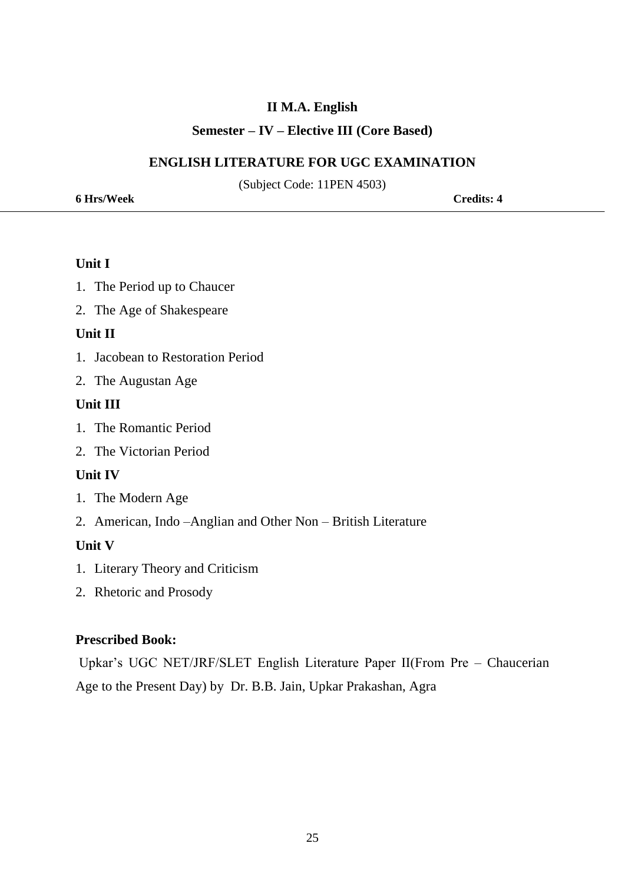**II M.A. English**

**Semester – IV – Elective III (Core Based)**

## ENGLISH LITERATURE FOR UGC EXAMINATION

(Subject Code: 11PEN 4503)

**6 Hrs/Week** **Credits: 4**

---

**Unit I**

1. The Period up to Chaucer
2. The Age of Shakespeare

**Unit II**

1. Jacobean to Restoration Period
2. The Augustan Age

**Unit III**

1. The Romantic Period
2. The Victorian Period

**Unit IV**

1. The Modern Age
2. American, Indo –Anglian and Other Non – British Literature

**Unit V**

1. Literary Theory and Criticism
2. Rhetoric and Prosody

**Prescribed Book:**

Upkar's UGC NET/JRF/SLET English Literature Paper II(From Pre – Chaucerian Age to the Present Day) by Dr. B.B. Jain, Upkar Prakashan, Agra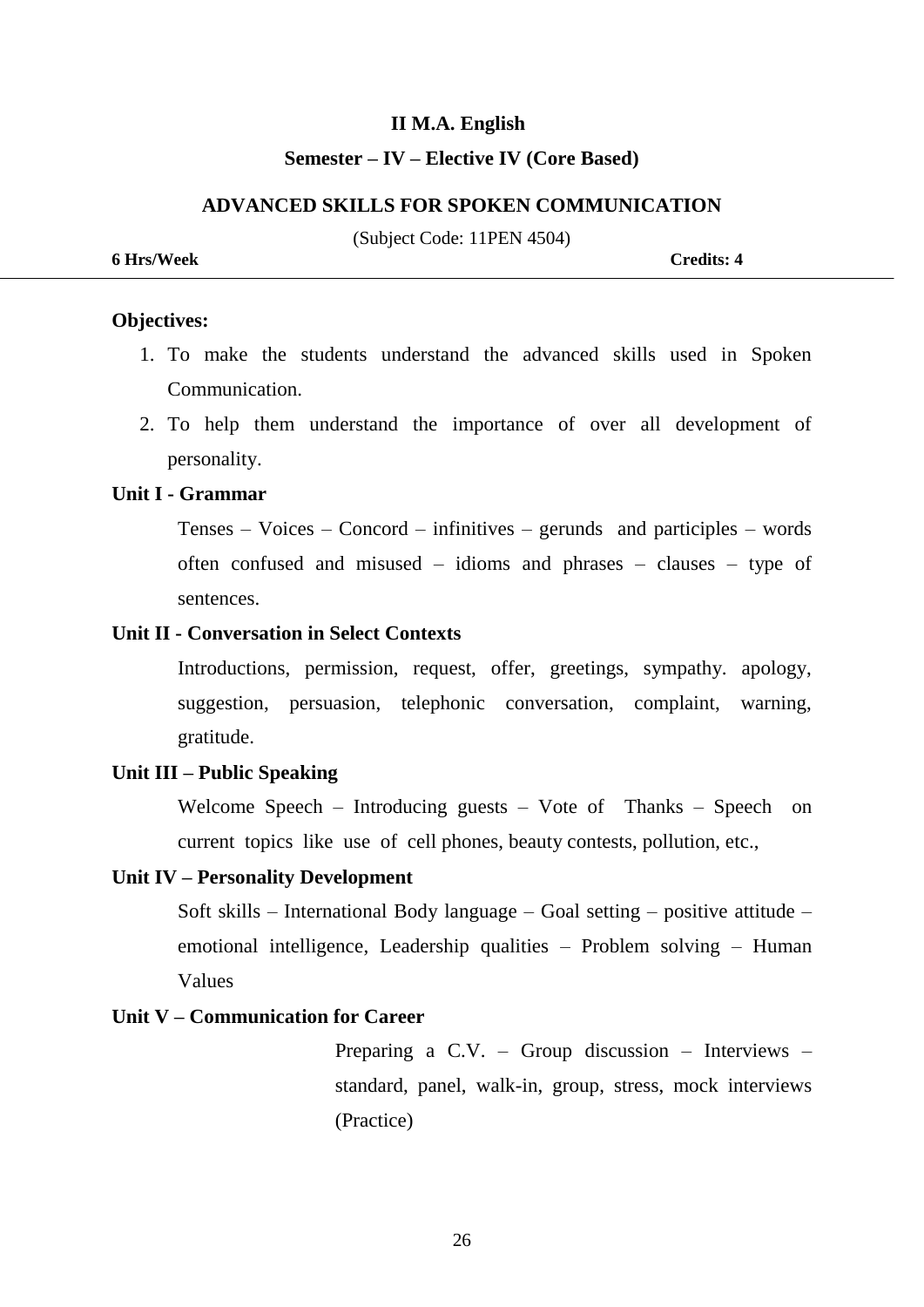**II M.A. English**

**Semester – IV – Elective IV (Core Based)**

**ADVANCED SKILLS FOR SPOKEN COMMUNICATION**

(Subject Code: 11PEN 4504)

**6 Hrs/Week** **Credits: 4**

---

**Objectives:**

1. To make the students understand the advanced skills used in Spoken Communication.
2. To help them understand the importance of over all development of personality.

**Unit I - Grammar**

Tenses – Voices – Concord – infinitives – gerunds and participles – words often confused and misused – idioms and phrases – clauses – type of sentences.

**Unit II - Conversation in Select Contexts**

Introductions, permission, request, offer, greetings, sympathy. apology, suggestion, persuasion, telephonic conversation, complaint, warning, gratitude.

**Unit III – Public Speaking**

Welcome Speech – Introducing guests – Vote of Thanks – Speech on current topics like use of cell phones, beauty contests, pollution, etc.,

**Unit IV – Personality Development**

Soft skills – International Body language – Goal setting – positive attitude – emotional intelligence, Leadership qualities – Problem solving – Human Values

**Unit V – Communication for Career**

Preparing a C.V. – Group discussion – Interviews – standard, panel, walk-in, group, stress, mock interviews (Practice)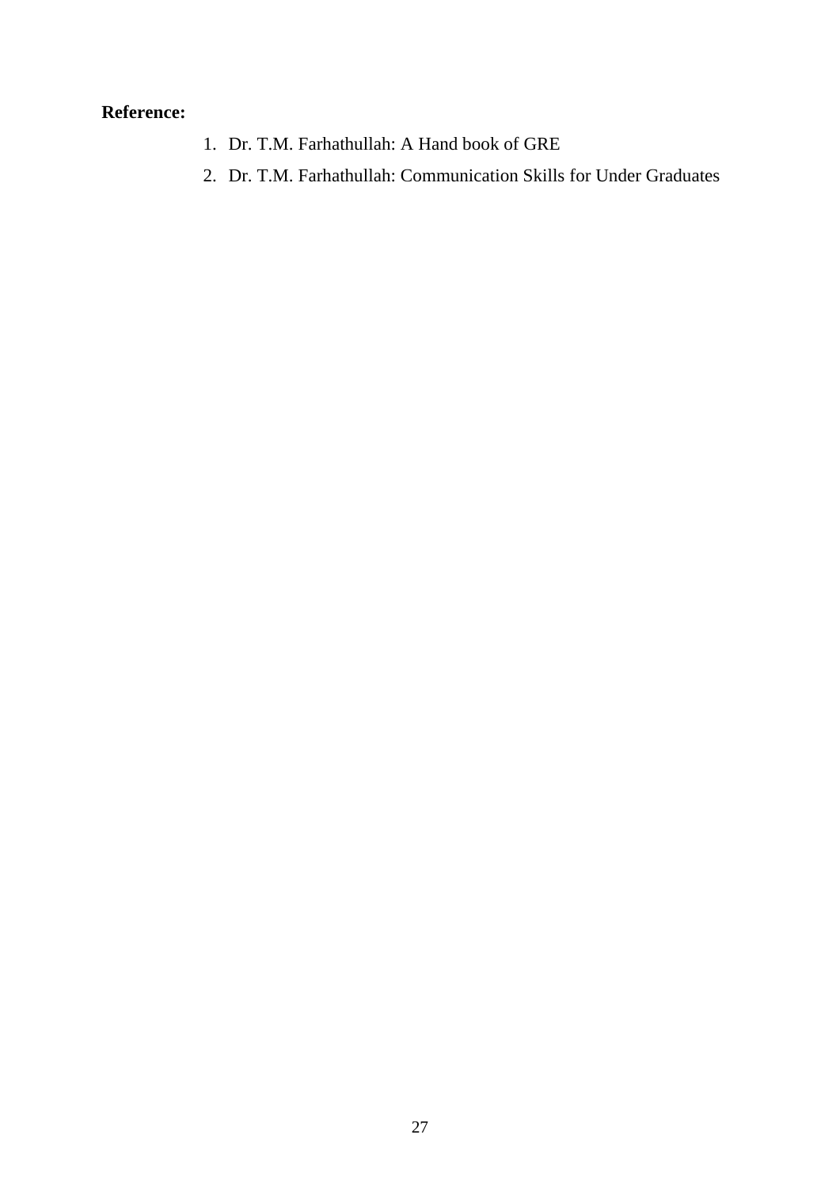**Reference:**

1. Dr. T.M. Farhathullah: A Hand book of GRE
2. Dr. T.M. Farhathullah: Communication Skills for Under Graduates